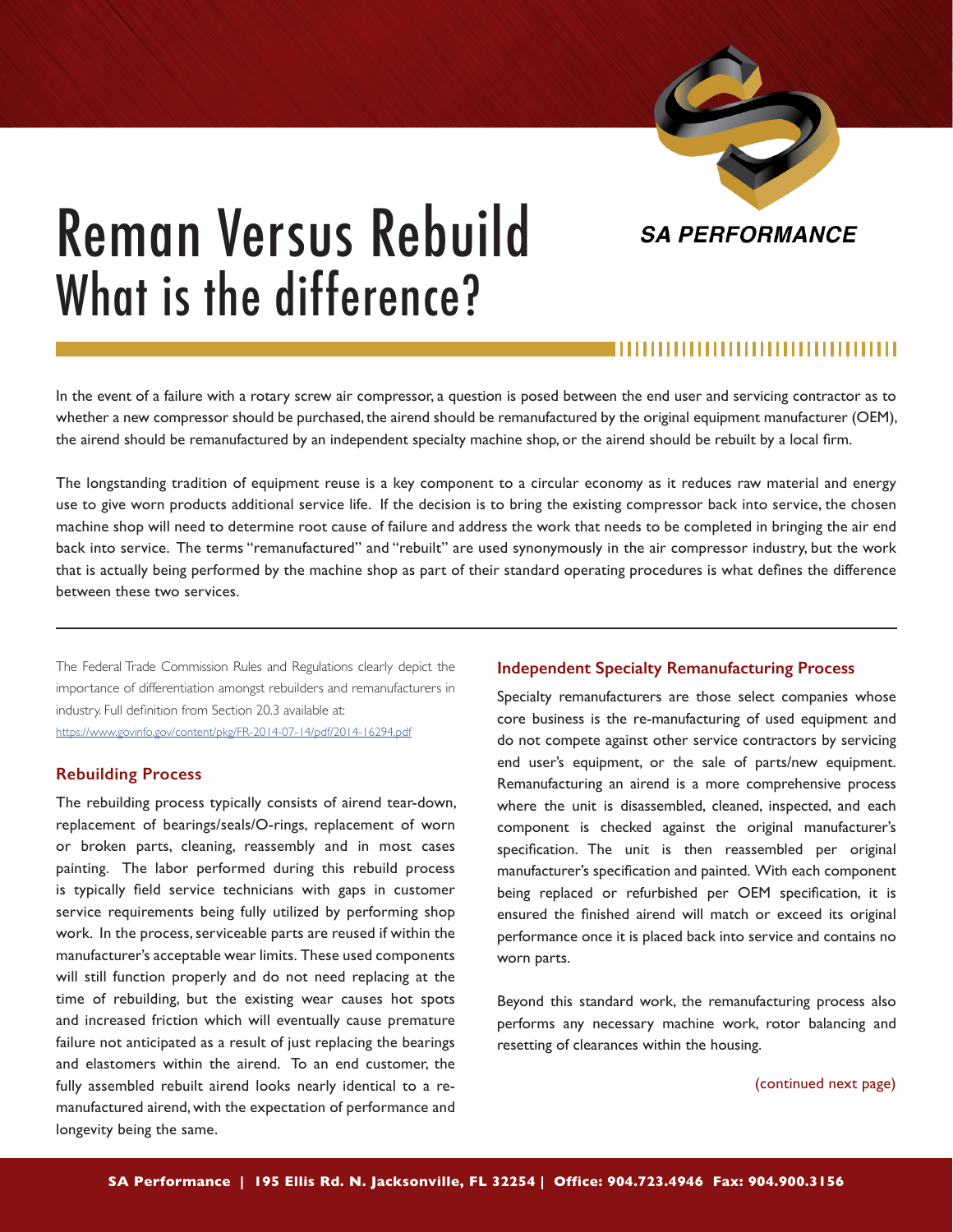# Reman Versus Rebuild
## What is the difference?

SA PERFORMANCE

In the event of a failure with a rotary screw air compressor, a question is posed between the end user and servicing contractor as to whether a new compressor should be purchased, the airend should be remanufactured by the original equipment manufacturer (OEM), the airend should be remanufactured by an independent specialty machine shop, or the airend should be rebuilt by a local firm.

The longstanding tradition of equipment reuse is a key component to a circular economy as it reduces raw material and energy use to give worn products additional service life. If the decision is to bring the existing compressor back into service, the chosen machine shop will need to determine root cause of failure and address the work that needs to be completed in bringing the air end back into service. The terms "remanufactured" and "rebuilt" are used synonymously in the air compressor industry, but the work that is actually being performed by the machine shop as part of their standard operating procedures is what defines the difference between these two services.

The Federal Trade Commission Rules and Regulations clearly depict the importance of differentiation amongst rebuilders and remanufacturers in industry. Full definition from Section 20.3 available at: https://www.govinfo.gov/content/pkg/FR-2014-07-14/pdf/2014-16294.pdf

### Rebuilding Process

The rebuilding process typically consists of airend tear-down, replacement of bearings/seals/O-rings, replacement of worn or broken parts, cleaning, reassembly and in most cases painting. The labor performed during this rebuild process is typically field service technicians with gaps in customer service requirements being fully utilized by performing shop work. In the process, serviceable parts are reused if within the manufacturer's acceptable wear limits. These used components will still function properly and do not need replacing at the time of rebuilding, but the existing wear causes hot spots and increased friction which will eventually cause premature failure not anticipated as a result of just replacing the bearings and elastomers within the airend. To an end customer, the fully assembled rebuilt airend looks nearly identical to a re-manufactured airend, with the expectation of performance and longevity being the same.

### Independent Specialty Remanufacturing Process

Specialty remanufacturers are those select companies whose core business is the re-manufacturing of used equipment and do not compete against other service contractors by servicing end user's equipment, or the sale of parts/new equipment. Remanufacturing an airend is a more comprehensive process where the unit is disassembled, cleaned, inspected, and each component is checked against the original manufacturer's specification. The unit is then reassembled per original manufacturer's specification and painted. With each component being replaced or refurbished per OEM specification, it is ensured the finished airend will match or exceed its original performance once it is placed back into service and contains no worn parts.

Beyond this standard work, the remanufacturing process also performs any necessary machine work, rotor balancing and resetting of clearances within the housing.

(continued next page)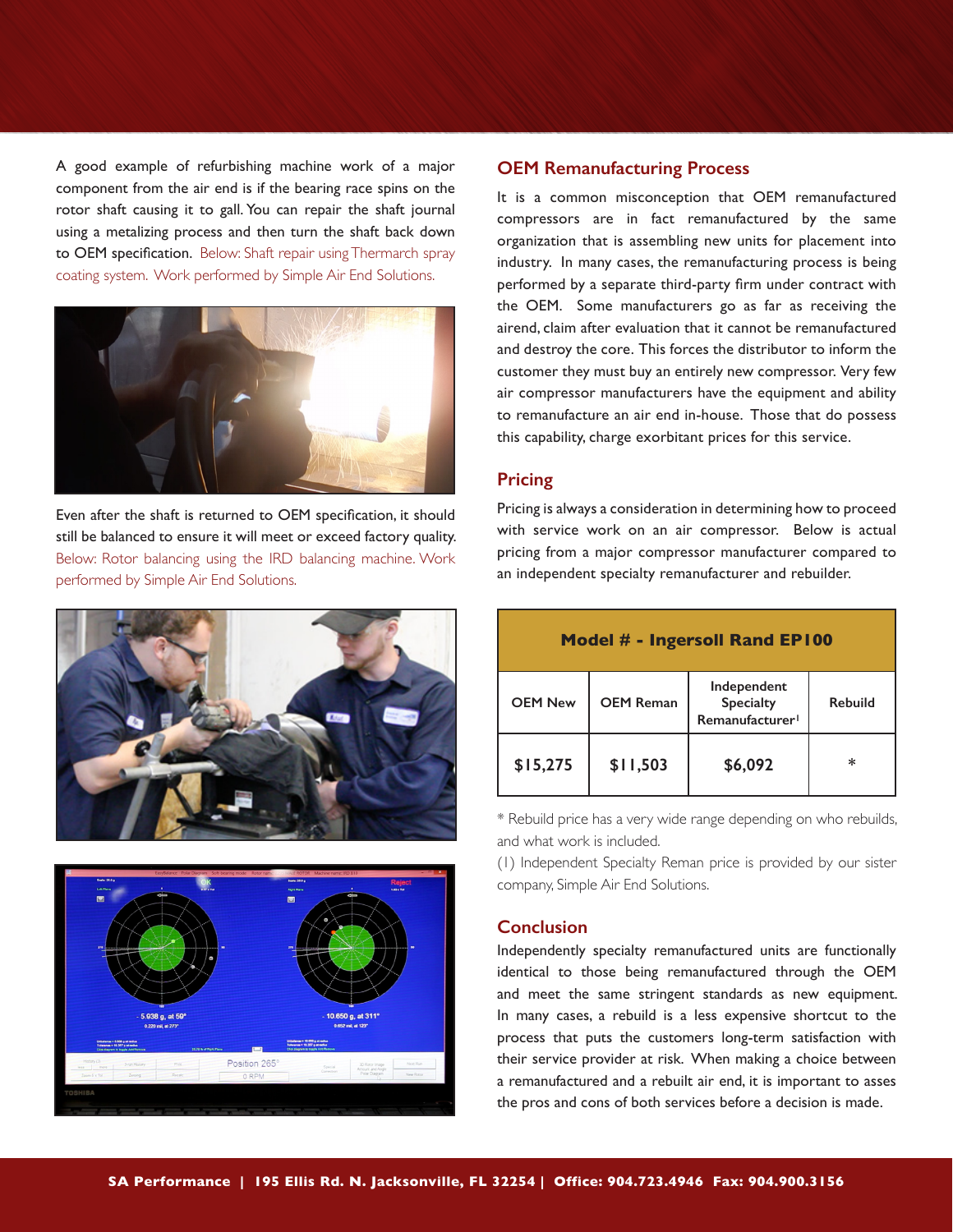A good example of refurbishing machine work of a major component from the air end is if the bearing race spins on the rotor shaft causing it to gall. You can repair the shaft journal using a metalizing process and then turn the shaft back down to OEM specification. Below: Shaft repair using Thermarch spray coating system. Work performed by Simple Air End Solutions.

Even after the shaft is returned to OEM specification, it should still be balanced to ensure it will meet or exceed factory quality. Below: Rotor balancing using the IRD balancing machine. Work performed by Simple Air End Solutions.

## OEM Remanufacturing Process

It is a common misconception that OEM remanufactured compressors are in fact remanufactured by the same organization that is assembling new units for placement into industry. In many cases, the remanufacturing process is being performed by a separate third-party firm under contract with the OEM. Some manufacturers go as far as receiving the airend, claim after evaluation that it cannot be remanufactured and destroy the core. This forces the distributor to inform the customer they must buy an entirely new compressor. Very few air compressor manufacturers have the equipment and ability to remanufacture an air end in-house. Those that do possess this capability, charge exorbitant prices for this service.

## Pricing

Pricing is always a consideration in determining how to proceed with service work on an air compressor. Below is actual pricing from a major compressor manufacturer compared to an independent specialty remanufacturer and rebuilder.

| Model # - Ingersoll Rand EP100 | | | |
|---|---|---|---|
| OEM New | OEM Reman | Independent Specialty Remanufacturer[1] | Rebuild |
| $15,275 | $11,503 | $6,092 | * |

* Rebuild price has a very wide range depending on who rebuilds, and what work is included.

(1) Independent Specialty Reman price is provided by our sister company, Simple Air End Solutions.

## Conclusion

Independently specialty remanufactured units are functionally identical to those being remanufactured through the OEM and meet the same stringent standards as new equipment. In many cases, a rebuild is a less expensive shortcut to the process that puts the customers long-term satisfaction with their service provider at risk. When making a choice between a remanufactured and a rebuilt air end, it is important to asses the pros and cons of both services before a decision is made.

**SA Performance | 195 Ellis Rd. N. Jacksonville, FL 32254 | Office: 904.723.4946 Fax: 904.900.3156**